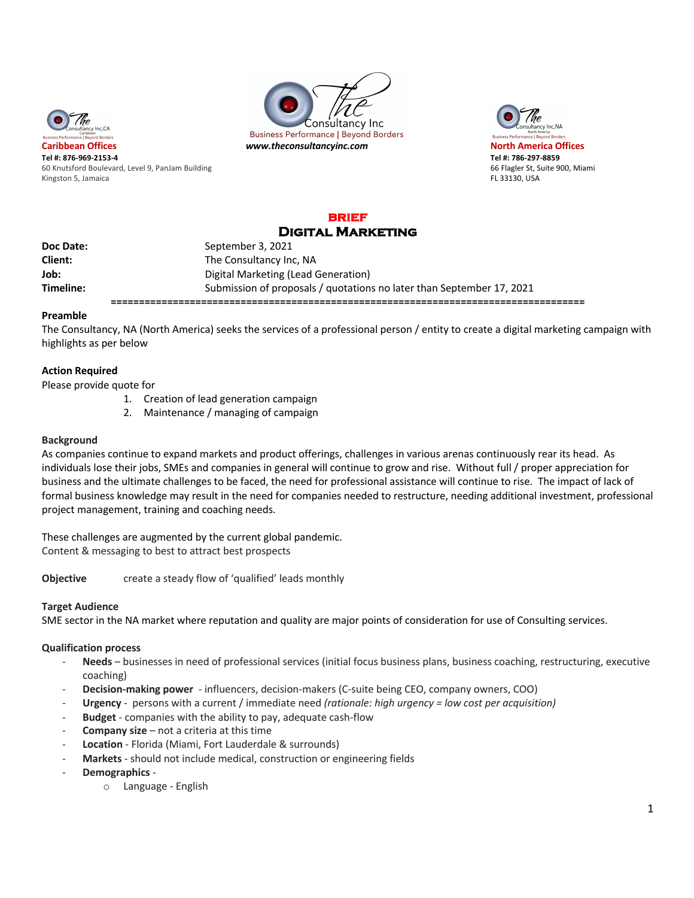**Caribbean Offices**
**Tel #: 876-969-2153-4**
60 Knutsford Boulevard, Level 9, PanJam Building
Kingston 5, Jamaica

The Consultancy Inc
Business Performance | Beyond Borders
***www.theconsultancyinc.com***

**North America Offices**
**Tel #: 786-297-8859**
66 Flagler St, Suite 900, Miami
FL 33130, USA

# BRIEF
# DIGITAL MARKETING

| | |
|---|---|
| **Doc Date:** | September 3, 2021 |
| **Client:** | The Consultancy Inc, NA |
| **Job:** | Digital Marketing (Lead Generation) |
| **Timeline:** | Submission of proposals / quotations no later than September 17, 2021 |

==================================================================================

**Preamble**
The Consultancy, NA (North America) seeks the services of a professional person / entity to create a digital marketing campaign with highlights as per below

**Action Required**
Please provide quote for
1. Creation of lead generation campaign
2. Maintenance / managing of campaign

**Background**
As companies continue to expand markets and product offerings, challenges in various arenas continuously rear its head. As individuals lose their jobs, SMEs and companies in general will continue to grow and rise. Without full / proper appreciation for business and the ultimate challenges to be faced, the need for professional assistance will continue to rise. The impact of lack of formal business knowledge may result in the need for companies needed to restructure, needing additional investment, professional project management, training and coaching needs.

These challenges are augmented by the current global pandemic.
Content & messaging to best to attract best prospects

**Objective** create a steady flow of 'qualified' leads monthly

**Target Audience**
SME sector in the NA market where reputation and quality are major points of consideration for use of Consulting services.

**Qualification process**
- **Needs** – businesses in need of professional services (initial focus business plans, business coaching, restructuring, executive coaching)
- **Decision-making power** - influencers, decision-makers (C-suite being CEO, company owners, COO)
- **Urgency** - persons with a current / immediate need *(rationale: high urgency = low cost per acquisition)*
- **Budget** - companies with the ability to pay, adequate cash-flow
- **Company size** – not a criteria at this time
- **Location** - Florida (Miami, Fort Lauderdale & surrounds)
- **Markets** - should not include medical, construction or engineering fields
- **Demographics** -
  - Language - English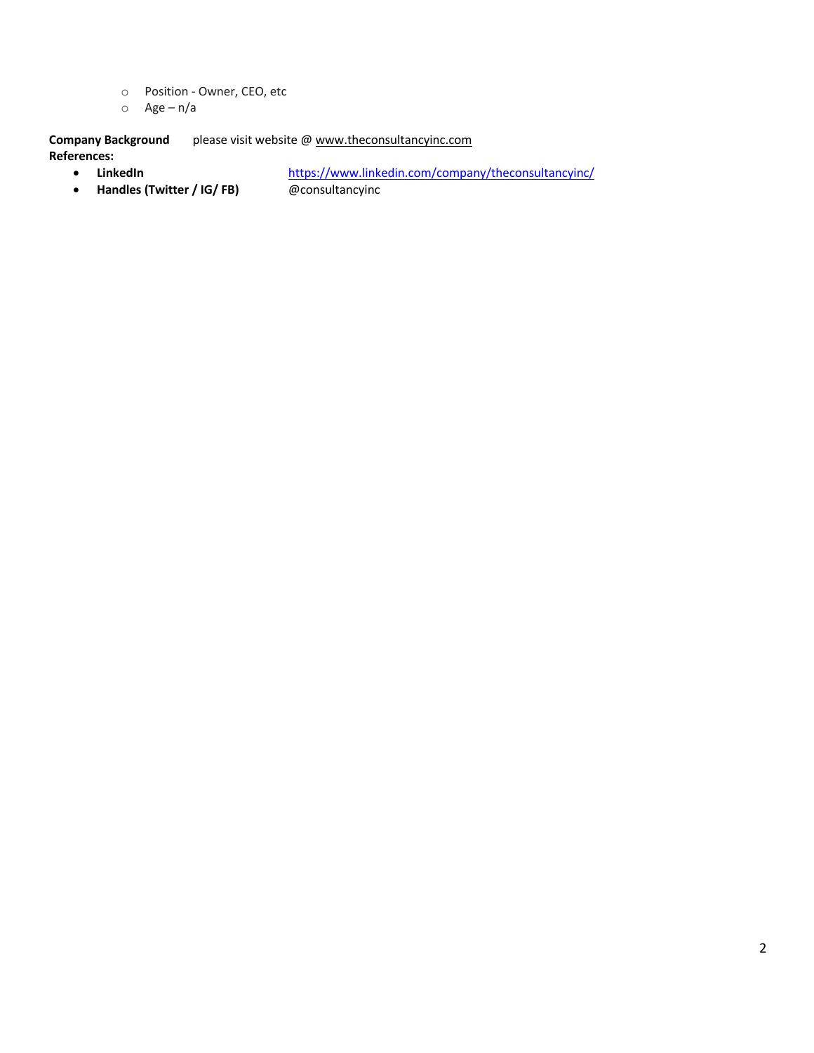- Position - Owner, CEO, etc
  - Age – n/a

**Company Background** please visit website @ www.theconsultancyinc.com

**References:**

- **LinkedIn** https://www.linkedin.com/company/theconsultancyinc/
- **Handles (Twitter / IG/ FB)** @consultancyinc